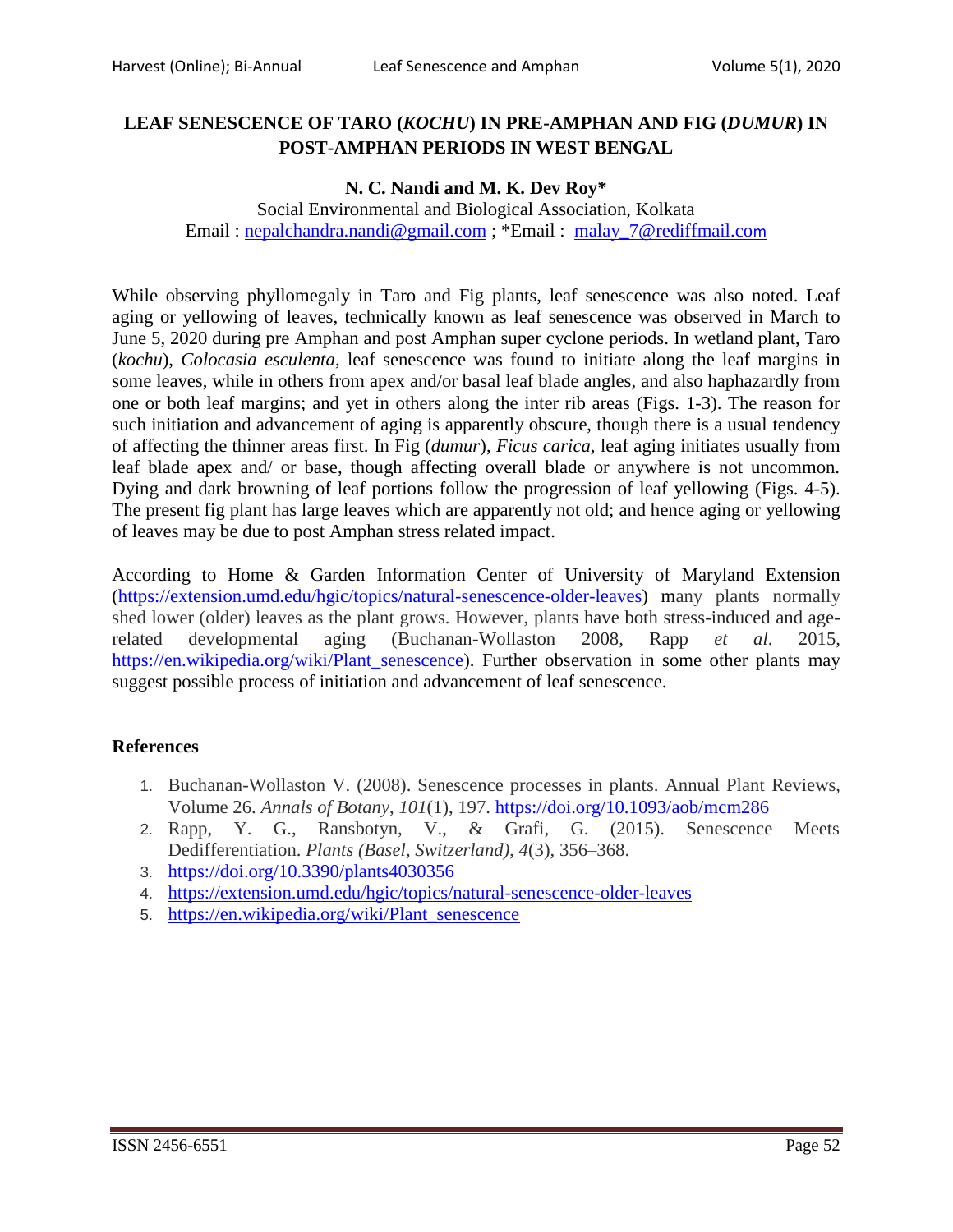# LEAF SENESCENCE OF TARO (*KOCHU*) IN PRE-AMPHAN AND FIG (*DUMUR*) IN POST-AMPHAN PERIODS IN WEST BENGAL

**N. C. Nandi and M. K. Dev Roy***

Social Environmental and Biological Association, Kolkata

Email : nepalchandra.nandi@gmail.com ; *Email : malay_7@rediffmail.com

While observing phyllomegaly in Taro and Fig plants, leaf senescence was also noted. Leaf aging or yellowing of leaves, technically known as leaf senescence was observed in March to June 5, 2020 during pre Amphan and post Amphan super cyclone periods. In wetland plant, Taro (*kochu*), *Colocasia esculenta*, leaf senescence was found to initiate along the leaf margins in some leaves, while in others from apex and/or basal leaf blade angles, and also haphazardly from one or both leaf margins; and yet in others along the inter rib areas (Figs. 1-3). The reason for such initiation and advancement of aging is apparently obscure, though there is a usual tendency of affecting the thinner areas first. In Fig (*dumur*), *Ficus carica*, leaf aging initiates usually from leaf blade apex and/ or base, though affecting overall blade or anywhere is not uncommon. Dying and dark browning of leaf portions follow the progression of leaf yellowing (Figs. 4-5). The present fig plant has large leaves which are apparently not old; and hence aging or yellowing of leaves may be due to post Amphan stress related impact.

According to Home & Garden Information Center of University of Maryland Extension (https://extension.umd.edu/hgic/topics/natural-senescence-older-leaves) many plants normally shed lower (older) leaves as the plant grows. However, plants have both stress-induced and age-related developmental aging (Buchanan-Wollaston 2008, Rapp *et al*. 2015, https://en.wikipedia.org/wiki/Plant_senescence). Further observation in some other plants may suggest possible process of initiation and advancement of leaf senescence.

## References

1. Buchanan-Wollaston V. (2008). Senescence processes in plants. Annual Plant Reviews, Volume 26. *Annals of Botany*, *101*(1), 197. https://doi.org/10.1093/aob/mcm286
2. Rapp, Y. G., Ransbotyn, V., & Grafi, G. (2015). Senescence Meets Dedifferentiation. *Plants (Basel, Switzerland)*, *4*(3), 356–368.
3. https://doi.org/10.3390/plants4030356
4. https://extension.umd.edu/hgic/topics/natural-senescence-older-leaves
5. https://en.wikipedia.org/wiki/Plant_senescence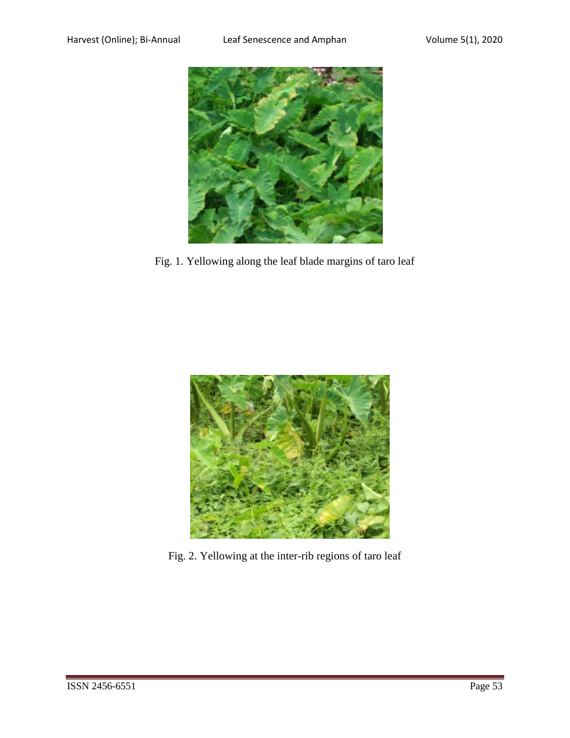Fig. 1. Yellowing along the leaf blade margins of taro leaf

Fig. 2. Yellowing at the inter-rib regions of taro leaf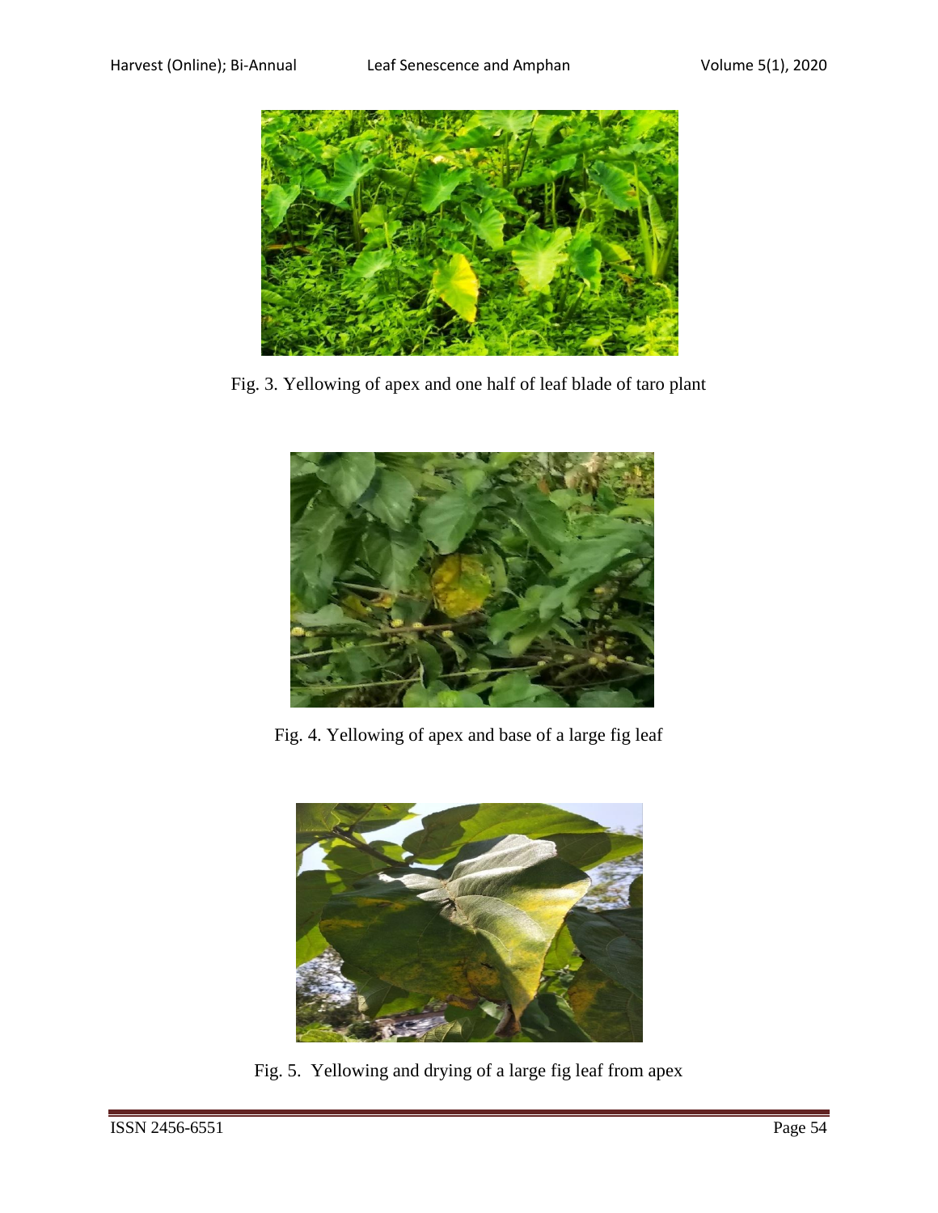Fig. 3. Yellowing of apex and one half of leaf blade of taro plant

Fig. 4. Yellowing of apex and base of a large fig leaf

Fig. 5. Yellowing and drying of a large fig leaf from apex